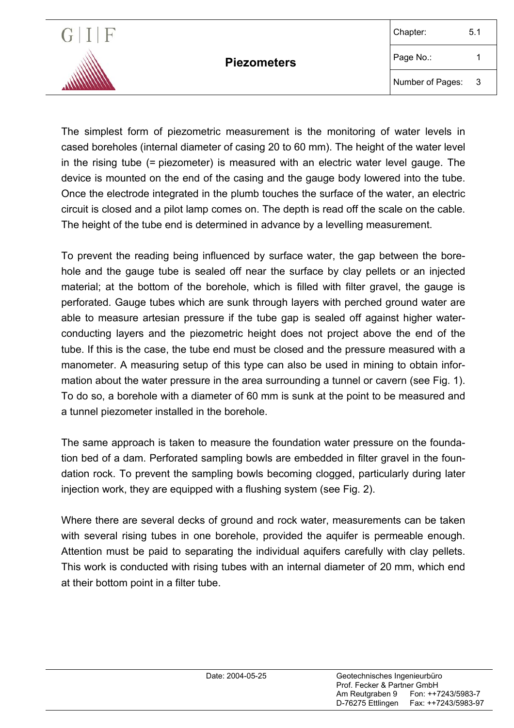# Piezometers

The simplest form of piezometric measurement is the monitoring of water levels in cased boreholes (internal diameter of casing 20 to 60 mm). The height of the water level in the rising tube (= piezometer) is measured with an electric water level gauge. The device is mounted on the end of the casing and the gauge body lowered into the tube. Once the electrode integrated in the plumb touches the surface of the water, an electric circuit is closed and a pilot lamp comes on. The depth is read off the scale on the cable. The height of the tube end is determined in advance by a levelling measurement.

To prevent the reading being influenced by surface water, the gap between the borehole and the gauge tube is sealed off near the surface by clay pellets or an injected material; at the bottom of the borehole, which is filled with filter gravel, the gauge is perforated. Gauge tubes which are sunk through layers with perched ground water are able to measure artesian pressure if the tube gap is sealed off against higher water-conducting layers and the piezometric height does not project above the end of the tube. If this is the case, the tube end must be closed and the pressure measured with a manometer. A measuring setup of this type can also be used in mining to obtain information about the water pressure in the area surrounding a tunnel or cavern (see Fig. 1). To do so, a borehole with a diameter of 60 mm is sunk at the point to be measured and a tunnel piezometer installed in the borehole.

The same approach is taken to measure the foundation water pressure on the foundation bed of a dam. Perforated sampling bowls are embedded in filter gravel in the foundation rock. To prevent the sampling bowls becoming clogged, particularly during later injection work, they are equipped with a flushing system (see Fig. 2).

Where there are several decks of ground and rock water, measurements can be taken with several rising tubes in one borehole, provided the aquifer is permeable enough. Attention must be paid to separating the individual aquifers carefully with clay pellets. This work is conducted with rising tubes with an internal diameter of 20 mm, which end at their bottom point in a filter tube.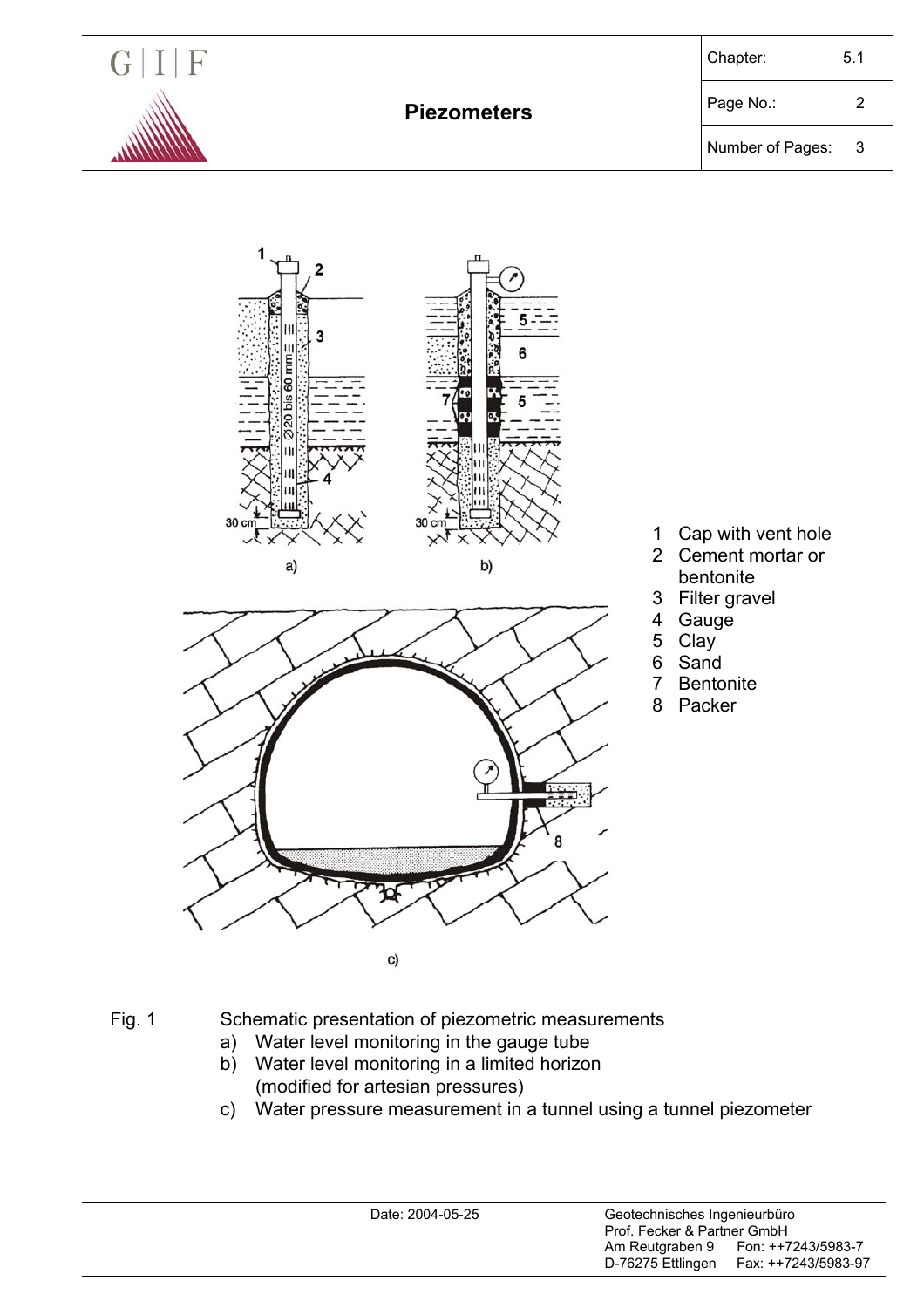1 Cap with vent hole
2 Cement mortar or bentonite
3 Filter gravel
4 Gauge
5 Clay
6 Sand
7 Bentonite
8 Packer

Fig. 1 Schematic presentation of piezometric measurements

a) Water level monitoring in the gauge tube
b) Water level monitoring in a limited horizon (modified for artesian pressures)
c) Water pressure measurement in a tunnel using a tunnel piezometer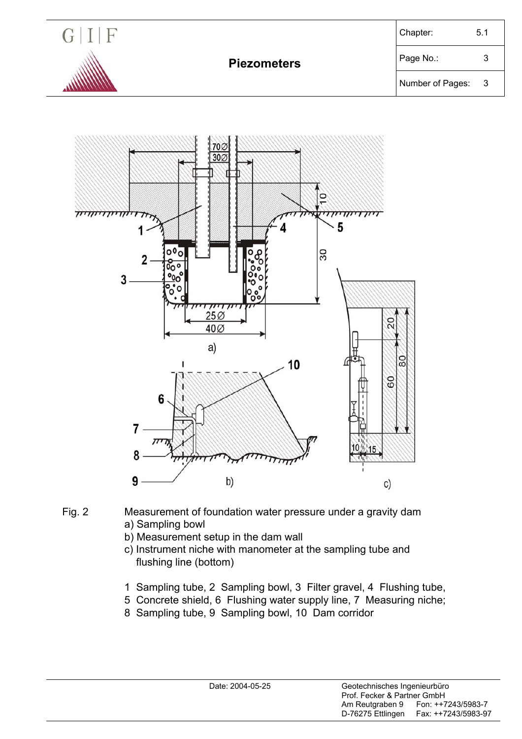a)

b)

c)

Fig. 2 Measurement of foundation water pressure under a gravity dam
a) Sampling bowl
b) Measurement setup in the dam wall
c) Instrument niche with manometer at the sampling tube and flushing line (bottom)

1 Sampling tube, 2 Sampling bowl, 3 Filter gravel, 4 Flushing tube,
5 Concrete shield, 6 Flushing water supply line, 7 Measuring niche;
8 Sampling tube, 9 Sampling bowl, 10 Dam corridor